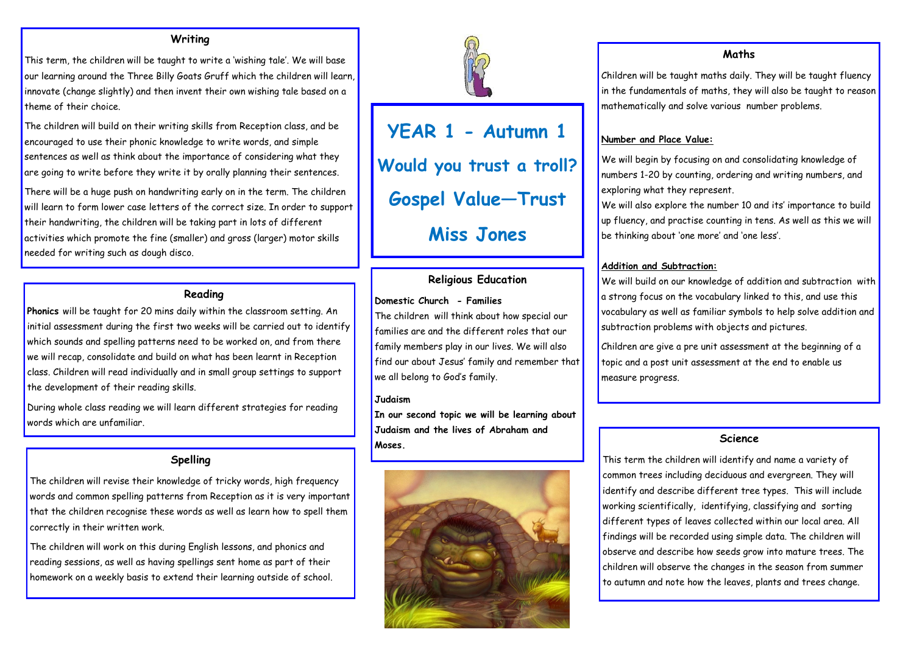# YEAR 1 - Autumn 1

# Would you trust a troll?

# Gospel Value—Trust

# Miss Jones

## Writing

This term, the children will be taught to write a 'wishing tale'. We will base our learning around the Three Billy Goats Gruff which the children will learn, innovate (change slightly) and then invent their own wishing tale based on a theme of their choice.

The children will build on their writing skills from Reception class, and be encouraged to use their phonic knowledge to write words, and simple sentences as well as think about the importance of considering what they are going to write before they write it by orally planning their sentences.

There will be a huge push on handwriting early on in the term. The children will learn to form lower case letters of the correct size. In order to support their handwriting, the children will be taking part in lots of different activities which promote the fine (smaller) and gross (larger) motor skills needed for writing such as dough disco.

## Reading

**Phonics** will be taught for 20 mins daily within the classroom setting. An initial assessment during the first two weeks will be carried out to identify which sounds and spelling patterns need to be worked on, and from there we will recap, consolidate and build on what has been learnt in Reception class. Children will read individually and in small group settings to support the development of their reading skills.

During whole class reading we will learn different strategies for reading words which are unfamiliar.

## Spelling

The children will revise their knowledge of tricky words, high frequency words and common spelling patterns from Reception as it is very important that the children recognise these words as well as learn how to spell them correctly in their written work.

The children will work on this during English lessons, and phonics and reading sessions, as well as having spellings sent home as part of their homework on a weekly basis to extend their learning outside of school.

## Religious Education

**Domestic Church - Families**

The children will think about how special our families are and the different roles that our family members play in our lives. We will also find our about Jesus' family and remember that we all belong to God's family.

**Judaism**

**In our second topic we will be learning about Judaism and the lives of Abraham and Moses.**

## Maths

Children will be taught maths daily. They will be taught fluency in the fundamentals of maths, they will also be taught to reason mathematically and solve various number problems.

**Number and Place Value:**

We will begin by focusing on and consolidating knowledge of numbers 1-20 by counting, ordering and writing numbers, and exploring what they represent.

We will also explore the number 10 and its' importance to build up fluency, and practise counting in tens. As well as this we will be thinking about 'one more' and 'one less'.

**Addition and Subtraction:**

We will build on our knowledge of addition and subtraction with a strong focus on the vocabulary linked to this, and use this vocabulary as well as familiar symbols to help solve addition and subtraction problems with objects and pictures.

Children are give a pre unit assessment at the beginning of a topic and a post unit assessment at the end to enable us measure progress.

## Science

This term the children will identify and name a variety of common trees including deciduous and evergreen. They will identify and describe different tree types. This will include working scientifically, identifying, classifying and sorting different types of leaves collected within our local area. All findings will be recorded using simple data. The children will observe and describe how seeds grow into mature trees. The children will observe the changes in the season from summer to autumn and note how the leaves, plants and trees change.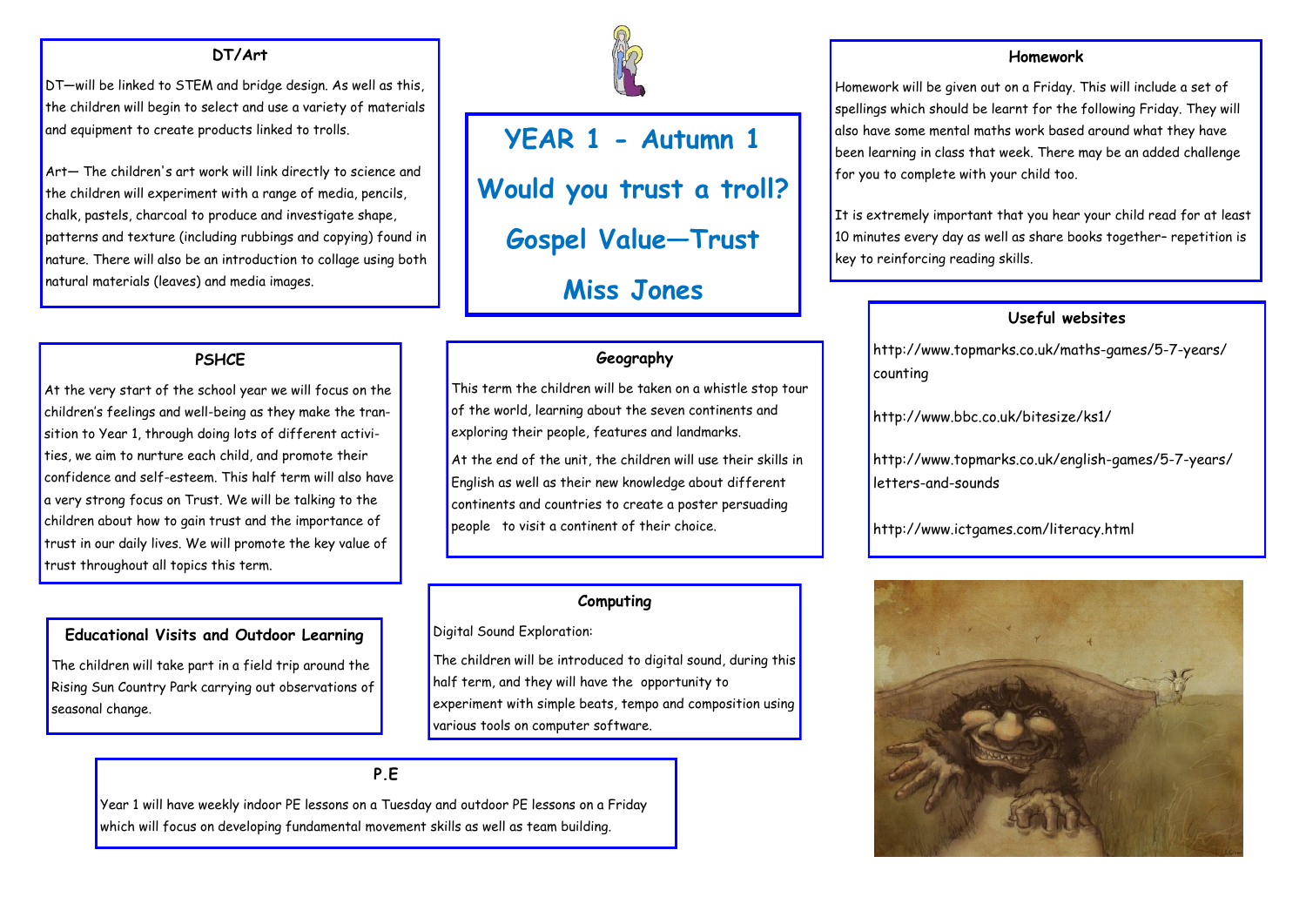# YEAR 1 - Autumn 1

# Would you trust a troll?

# Gospel Value—Trust

# Miss Jones

## DT/Art

DT—will be linked to STEM and bridge design. As well as this, the children will begin to select and use a variety of materials and equipment to create products linked to trolls.

Art— The children's art work will link directly to science and the children will experiment with a range of media, pencils, chalk, pastels, charcoal to produce and investigate shape, patterns and texture (including rubbings and copying) found in nature. There will also be an introduction to collage using both natural materials (leaves) and media images.

## PSHCE

At the very start of the school year we will focus on the children's feelings and well-being as they make the transition to Year 1, through doing lots of different activities, we aim to nurture each child, and promote their confidence and self-esteem. This half term will also have a very strong focus on Trust. We will be talking to the children about how to gain trust and the importance of trust in our daily lives. We will promote the key value of trust throughout all topics this term.

## Educational Visits and Outdoor Learning

The children will take part in a field trip around the Rising Sun Country Park carrying out observations of seasonal change.

## Geography

This term the children will be taken on a whistle stop tour of the world, learning about the seven continents and exploring their people, features and landmarks.

At the end of the unit, the children will use their skills in English as well as their new knowledge about different continents and countries to create a poster persuading people to visit a continent of their choice.

## Computing

Digital Sound Exploration:

The children will be introduced to digital sound, during this half term, and they will have the opportunity to experiment with simple beats, tempo and composition using various tools on computer software.

## P.E

Year 1 will have weekly indoor PE lessons on a Tuesday and outdoor PE lessons on a Friday which will focus on developing fundamental movement skills as well as team building.

## Homework

Homework will be given out on a Friday. This will include a set of spellings which should be learnt for the following Friday. They will also have some mental maths work based around what they have been learning in class that week. There may be an added challenge for you to complete with your child too.

It is extremely important that you hear your child read for at least 10 minutes every day as well as share books together– repetition is key to reinforcing reading skills.

## Useful websites

http://www.topmarks.co.uk/maths-games/5-7-years/counting

http://www.bbc.co.uk/bitesize/ks1/

http://www.topmarks.co.uk/english-games/5-7-years/letters-and-sounds

http://www.ictgames.com/literacy.html